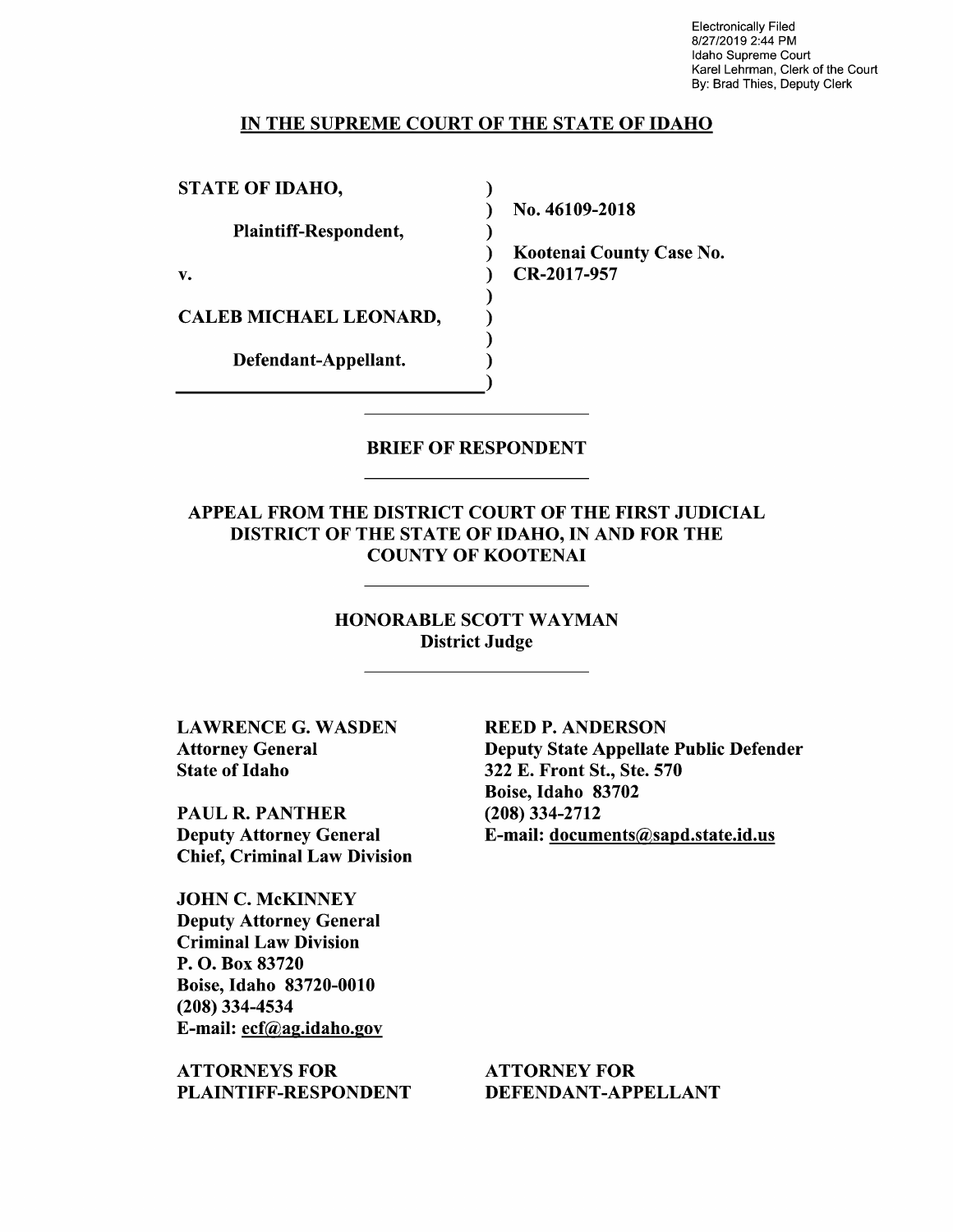Electronically Filed
8/27/2019 2:44 PM
Idaho Supreme Court
Karel Lehrman, Clerk of the Court
By: Brad Thies, Deputy Clerk

## IN THE SUPREME COURT OF THE STATE OF IDAHO

| | |
|---|---|
| **STATE OF IDAHO,** | |
| **Plaintiff-Respondent,** | **No. 46109-2018** |
| **v.** | **Kootenai County Case No. CR-2017-957** |
| **CALEB MICHAEL LEONARD,** | |
| **Defendant-Appellant.** | |

## BRIEF OF RESPONDENT

### APPEAL FROM THE DISTRICT COURT OF THE FIRST JUDICIAL DISTRICT OF THE STATE OF IDAHO, IN AND FOR THE COUNTY OF KOOTENAI

**HONORABLE SCOTT WAYMAN**
**District Judge**

**LAWRENCE G. WASDEN**
**Attorney General**
**State of Idaho**

**PAUL R. PANTHER**
**Deputy Attorney General**
**Chief, Criminal Law Division**

**JOHN C. McKINNEY**
**Deputy Attorney General**
**Criminal Law Division**
**P. O. Box 83720**
**Boise, Idaho 83720-0010**
**(208) 334-4534**
**E-mail: ecf@ag.idaho.gov**

**ATTORNEYS FOR PLAINTIFF-RESPONDENT**

**REED P. ANDERSON**
**Deputy State Appellate Public Defender**
**322 E. Front St., Ste. 570**
**Boise, Idaho 83702**
**(208) 334-2712**
**E-mail: documents@sapd.state.id.us**

**ATTORNEY FOR DEFENDANT-APPELLANT**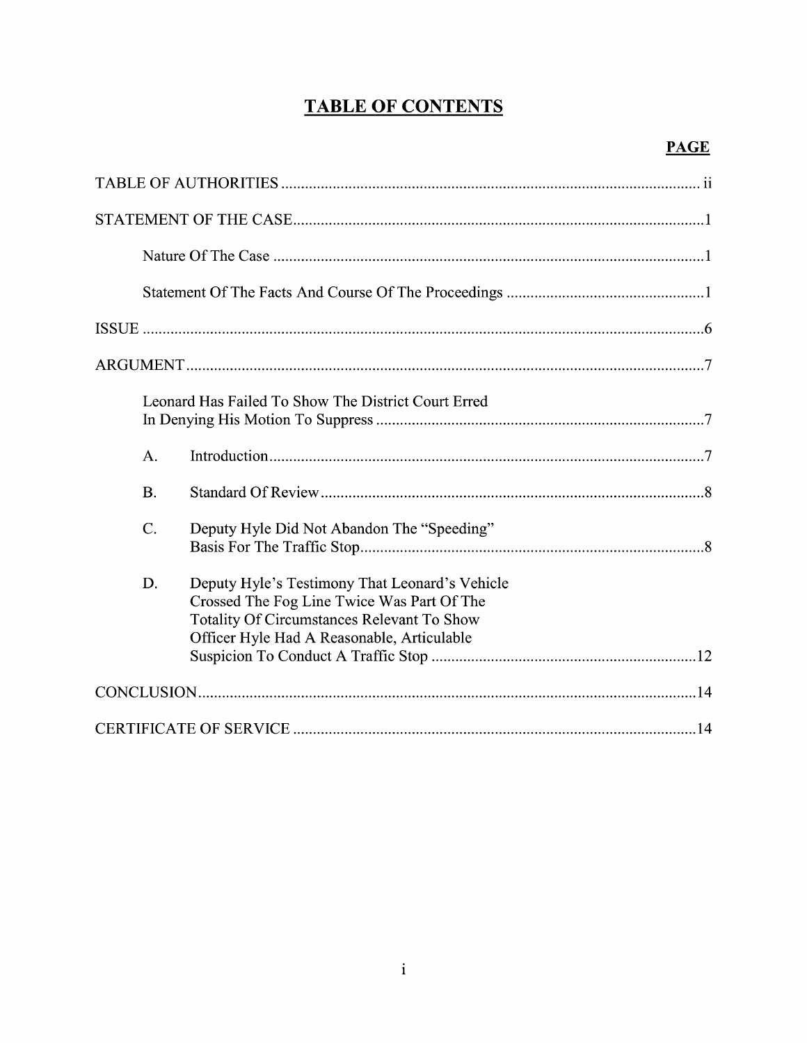# TABLE OF CONTENTS

**PAGE**

TABLE OF AUTHORITIES ..... ii

STATEMENT OF THE CASE ..... 1

Nature Of The Case ..... 1

Statement Of The Facts And Course Of The Proceedings ..... 1

ISSUE ..... 6

ARGUMENT ..... 7

Leonard Has Failed To Show The District Court Erred In Denying His Motion To Suppress ..... 7

A. Introduction ..... 7

B. Standard Of Review ..... 8

C. Deputy Hyle Did Not Abandon The "Speeding" Basis For The Traffic Stop ..... 8

D. Deputy Hyle's Testimony That Leonard's Vehicle Crossed The Fog Line Twice Was Part Of The Totality Of Circumstances Relevant To Show Officer Hyle Had A Reasonable, Articulable Suspicion To Conduct A Traffic Stop ..... 12

CONCLUSION ..... 14

CERTIFICATE OF SERVICE ..... 14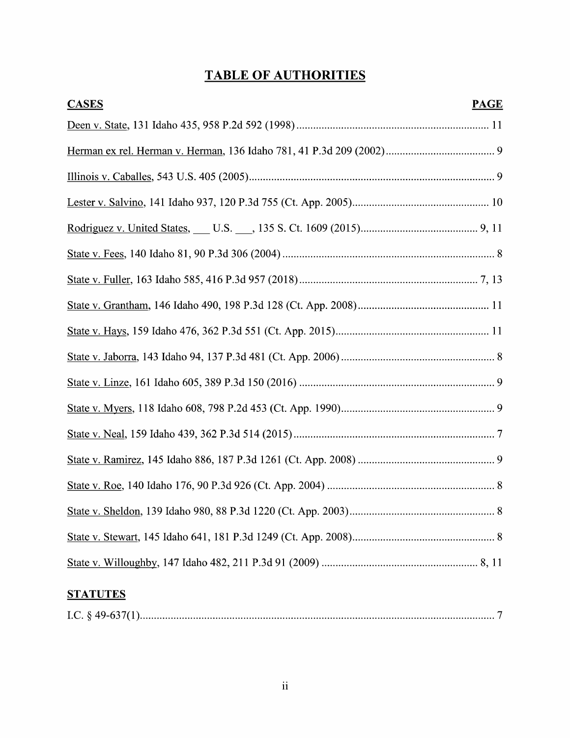# TABLE OF AUTHORITIES

| CASES | PAGE |
|---|---|
| Deen v. State, 131 Idaho 435, 958 P.2d 592 (1998) | 11 |
| Herman ex rel. Herman v. Herman, 136 Idaho 781, 41 P.3d 209 (2002) | 9 |
| Illinois v. Caballes, 543 U.S. 405 (2005) | 9 |
| Lester v. Salvino, 141 Idaho 937, 120 P.3d 755 (Ct. App. 2005) | 10 |
| Rodriguez v. United States, ___ U.S. ___, 135 S. Ct. 1609 (2015) | 9, 11 |
| State v. Fees, 140 Idaho 81, 90 P.3d 306 (2004) | 8 |
| State v. Fuller, 163 Idaho 585, 416 P.3d 957 (2018) | 7, 13 |
| State v. Grantham, 146 Idaho 490, 198 P.3d 128 (Ct. App. 2008) | 11 |
| State v. Hays, 159 Idaho 476, 362 P.3d 551 (Ct. App. 2015) | 11 |
| State v. Jaborra, 143 Idaho 94, 137 P.3d 481 (Ct. App. 2006) | 8 |
| State v. Linze, 161 Idaho 605, 389 P.3d 150 (2016) | 9 |
| State v. Myers, 118 Idaho 608, 798 P.2d 453 (Ct. App. 1990) | 9 |
| State v. Neal, 159 Idaho 439, 362 P.3d 514 (2015) | 7 |
| State v. Ramirez, 145 Idaho 886, 187 P.3d 1261 (Ct. App. 2008) | 9 |
| State v. Roe, 140 Idaho 176, 90 P.3d 926 (Ct. App. 2004) | 8 |
| State v. Sheldon, 139 Idaho 980, 88 P.3d 1220 (Ct. App. 2003) | 8 |
| State v. Stewart, 145 Idaho 641, 181 P.3d 1249 (Ct. App. 2008) | 8 |
| State v. Willoughby, 147 Idaho 482, 211 P.3d 91 (2009) | 8, 11 |

| STATUTES | |
|---|---|
| I.C. § 49-637(1) | 7 |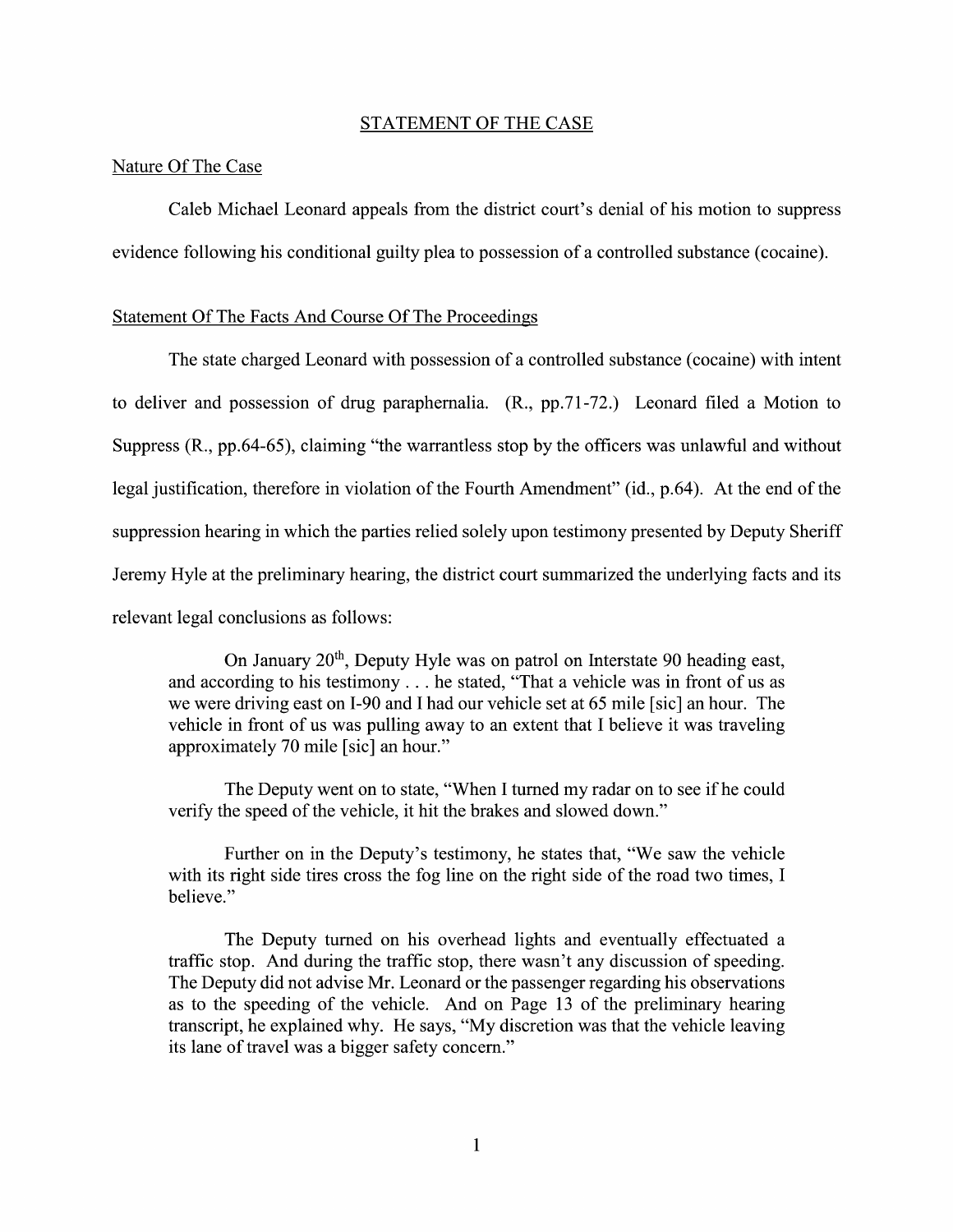## STATEMENT OF THE CASE

### Nature Of The Case

Caleb Michael Leonard appeals from the district court's denial of his motion to suppress evidence following his conditional guilty plea to possession of a controlled substance (cocaine).

### Statement Of The Facts And Course Of The Proceedings

The state charged Leonard with possession of a controlled substance (cocaine) with intent to deliver and possession of drug paraphernalia. (R., pp.71-72.) Leonard filed a Motion to Suppress (R., pp.64-65), claiming "the warrantless stop by the officers was unlawful and without legal justification, therefore in violation of the Fourth Amendment" (id., p.64). At the end of the suppression hearing in which the parties relied solely upon testimony presented by Deputy Sheriff Jeremy Hyle at the preliminary hearing, the district court summarized the underlying facts and its relevant legal conclusions as follows:

> On January 20th, Deputy Hyle was on patrol on Interstate 90 heading east, and according to his testimony . . . he stated, "That a vehicle was in front of us as we were driving east on I-90 and I had our vehicle set at 65 mile [sic] an hour. The vehicle in front of us was pulling away to an extent that I believe it was traveling approximately 70 mile [sic] an hour."
>
> The Deputy went on to state, "When I turned my radar on to see if he could verify the speed of the vehicle, it hit the brakes and slowed down."
>
> Further on in the Deputy's testimony, he states that, "We saw the vehicle with its right side tires cross the fog line on the right side of the road two times, I believe."
>
> The Deputy turned on his overhead lights and eventually effectuated a traffic stop. And during the traffic stop, there wasn't any discussion of speeding. The Deputy did not advise Mr. Leonard or the passenger regarding his observations as to the speeding of the vehicle. And on Page 13 of the preliminary hearing transcript, he explained why. He says, "My discretion was that the vehicle leaving its lane of travel was a bigger safety concern."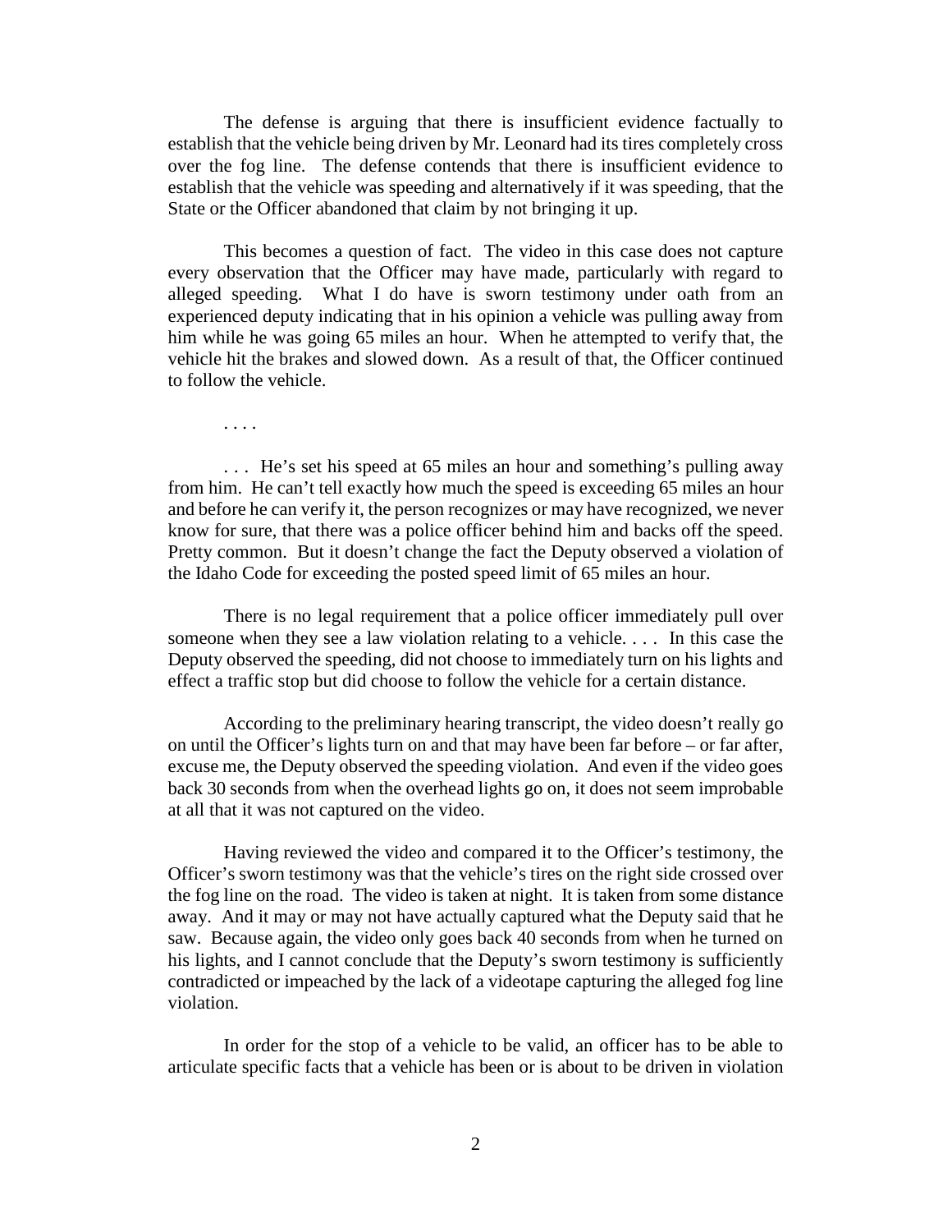The defense is arguing that there is insufficient evidence factually to establish that the vehicle being driven by Mr. Leonard had its tires completely cross over the fog line. The defense contends that there is insufficient evidence to establish that the vehicle was speeding and alternatively if it was speeding, that the State or the Officer abandoned that claim by not bringing it up.

This becomes a question of fact. The video in this case does not capture every observation that the Officer may have made, particularly with regard to alleged speeding. What I do have is sworn testimony under oath from an experienced deputy indicating that in his opinion a vehicle was pulling away from him while he was going 65 miles an hour. When he attempted to verify that, the vehicle hit the brakes and slowed down. As a result of that, the Officer continued to follow the vehicle.

. . . .

. . . He's set his speed at 65 miles an hour and something's pulling away from him. He can't tell exactly how much the speed is exceeding 65 miles an hour and before he can verify it, the person recognizes or may have recognized, we never know for sure, that there was a police officer behind him and backs off the speed. Pretty common. But it doesn't change the fact the Deputy observed a violation of the Idaho Code for exceeding the posted speed limit of 65 miles an hour.

There is no legal requirement that a police officer immediately pull over someone when they see a law violation relating to a vehicle. . . . In this case the Deputy observed the speeding, did not choose to immediately turn on his lights and effect a traffic stop but did choose to follow the vehicle for a certain distance.

According to the preliminary hearing transcript, the video doesn't really go on until the Officer's lights turn on and that may have been far before – or far after, excuse me, the Deputy observed the speeding violation. And even if the video goes back 30 seconds from when the overhead lights go on, it does not seem improbable at all that it was not captured on the video.

Having reviewed the video and compared it to the Officer's testimony, the Officer's sworn testimony was that the vehicle's tires on the right side crossed over the fog line on the road. The video is taken at night. It is taken from some distance away. And it may or may not have actually captured what the Deputy said that he saw. Because again, the video only goes back 40 seconds from when he turned on his lights, and I cannot conclude that the Deputy's sworn testimony is sufficiently contradicted or impeached by the lack of a videotape capturing the alleged fog line violation.

In order for the stop of a vehicle to be valid, an officer has to be able to articulate specific facts that a vehicle has been or is about to be driven in violation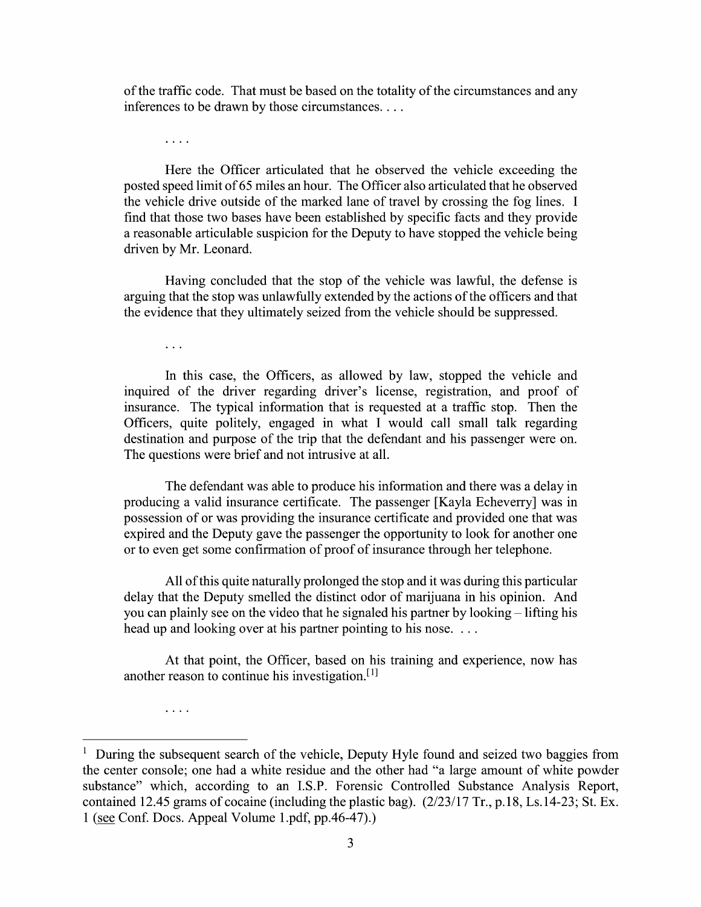of the traffic code. That must be based on the totality of the circumstances and any inferences to be drawn by those circumstances. . . .

. . . .

Here the Officer articulated that he observed the vehicle exceeding the posted speed limit of 65 miles an hour. The Officer also articulated that he observed the vehicle drive outside of the marked lane of travel by crossing the fog lines. I find that those two bases have been established by specific facts and they provide a reasonable articulable suspicion for the Deputy to have stopped the vehicle being driven by Mr. Leonard.

Having concluded that the stop of the vehicle was lawful, the defense is arguing that the stop was unlawfully extended by the actions of the officers and that the evidence that they ultimately seized from the vehicle should be suppressed.

. . .

In this case, the Officers, as allowed by law, stopped the vehicle and inquired of the driver regarding driver's license, registration, and proof of insurance. The typical information that is requested at a traffic stop. Then the Officers, quite politely, engaged in what I would call small talk regarding destination and purpose of the trip that the defendant and his passenger were on. The questions were brief and not intrusive at all.

The defendant was able to produce his information and there was a delay in producing a valid insurance certificate. The passenger [Kayla Echeverry] was in possession of or was providing the insurance certificate and provided one that was expired and the Deputy gave the passenger the opportunity to look for another one or to even get some confirmation of proof of insurance through her telephone.

All of this quite naturally prolonged the stop and it was during this particular delay that the Deputy smelled the distinct odor of marijuana in his opinion. And you can plainly see on the video that he signaled his partner by looking – lifting his head up and looking over at his partner pointing to his nose. . . .

At that point, the Officer, based on his training and experience, now has another reason to continue his investigation.[1]

. . . .

---

[1] During the subsequent search of the vehicle, Deputy Hyle found and seized two baggies from the center console; one had a white residue and the other had "a large amount of white powder substance" which, according to an I.S.P. Forensic Controlled Substance Analysis Report, contained 12.45 grams of cocaine (including the plastic bag). (2/23/17 Tr., p.18, Ls.14-23; St. Ex. 1 (see Conf. Docs. Appeal Volume 1.pdf, pp.46-47).)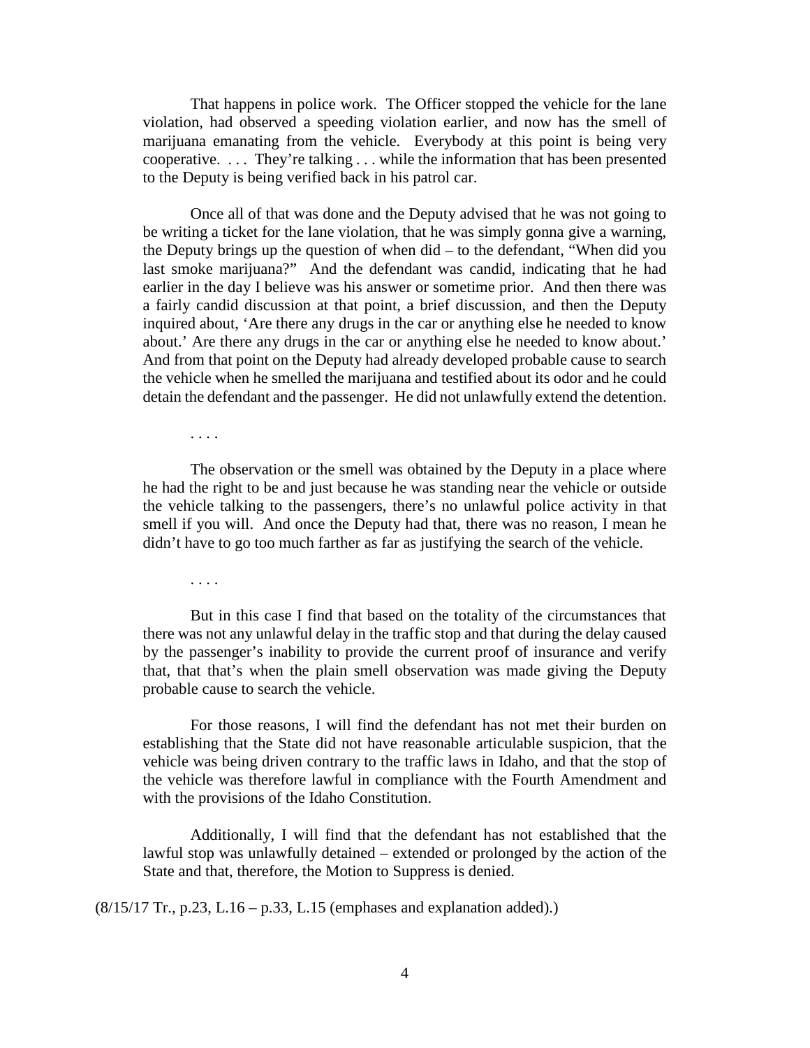That happens in police work. The Officer stopped the vehicle for the lane violation, had observed a speeding violation earlier, and now has the smell of marijuana emanating from the vehicle. Everybody at this point is being very cooperative. . . . They're talking . . . while the information that has been presented to the Deputy is being verified back in his patrol car.

Once all of that was done and the Deputy advised that he was not going to be writing a ticket for the lane violation, that he was simply gonna give a warning, the Deputy brings up the question of when did – to the defendant, "When did you last smoke marijuana?" And the defendant was candid, indicating that he had earlier in the day I believe was his answer or sometime prior. And then there was a fairly candid discussion at that point, a brief discussion, and then the Deputy inquired about, 'Are there any drugs in the car or anything else he needed to know about.' Are there any drugs in the car or anything else he needed to know about.' And from that point on the Deputy had already developed probable cause to search the vehicle when he smelled the marijuana and testified about its odor and he could detain the defendant and the passenger. He did not unlawfully extend the detention.

. . . .

The observation or the smell was obtained by the Deputy in a place where he had the right to be and just because he was standing near the vehicle or outside the vehicle talking to the passengers, there's no unlawful police activity in that smell if you will. And once the Deputy had that, there was no reason, I mean he didn't have to go too much farther as far as justifying the search of the vehicle.

. . . .

But in this case I find that based on the totality of the circumstances that there was not any unlawful delay in the traffic stop and that during the delay caused by the passenger's inability to provide the current proof of insurance and verify that, that that's when the plain smell observation was made giving the Deputy probable cause to search the vehicle.

For those reasons, I will find the defendant has not met their burden on establishing that the State did not have reasonable articulable suspicion, that the vehicle was being driven contrary to the traffic laws in Idaho, and that the stop of the vehicle was therefore lawful in compliance with the Fourth Amendment and with the provisions of the Idaho Constitution.

Additionally, I will find that the defendant has not established that the lawful stop was unlawfully detained – extended or prolonged by the action of the State and that, therefore, the Motion to Suppress is denied.

(8/15/17 Tr., p.23, L.16 – p.33, L.15 (emphases and explanation added).)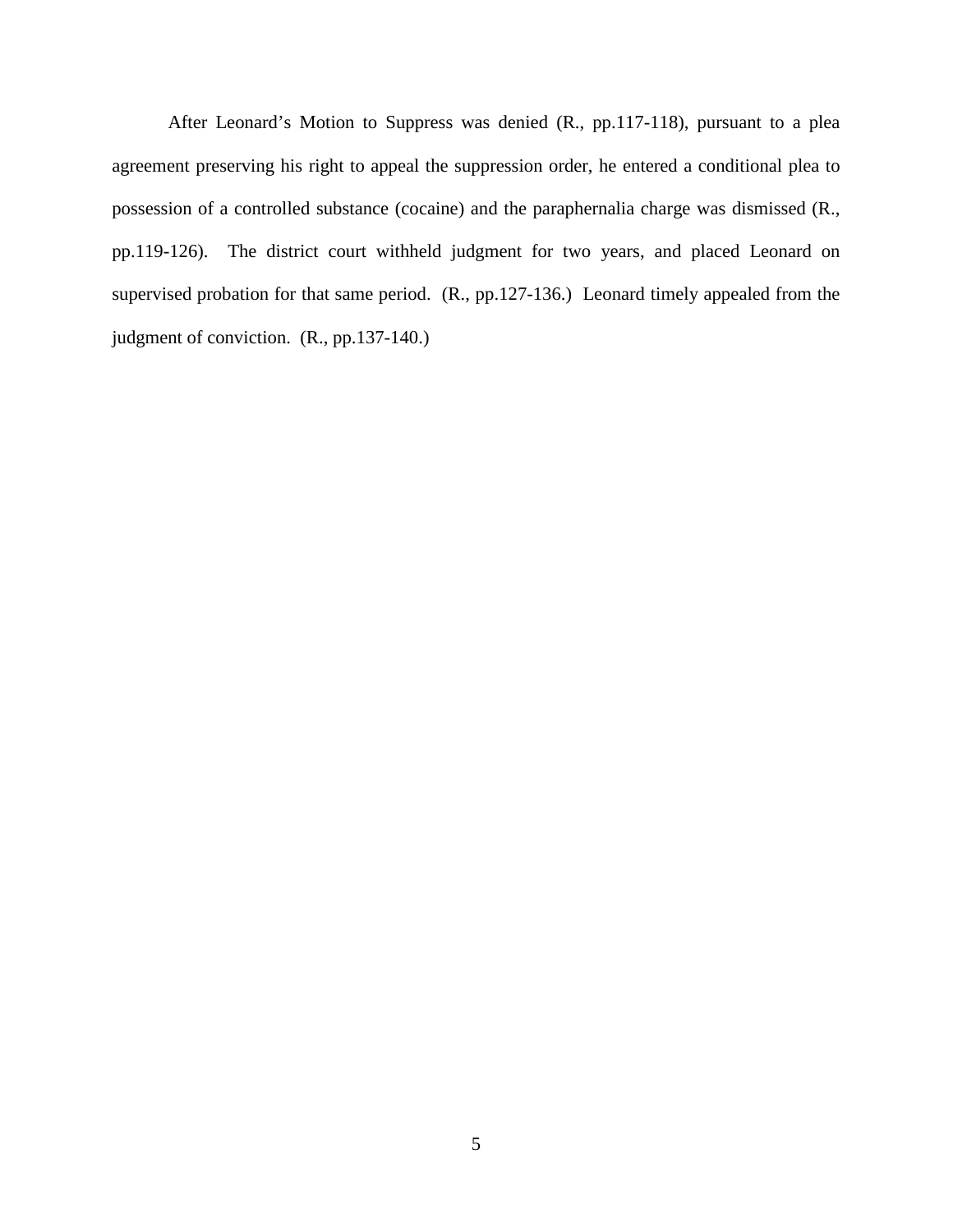After Leonard's Motion to Suppress was denied (R., pp.117-118), pursuant to a plea agreement preserving his right to appeal the suppression order, he entered a conditional plea to possession of a controlled substance (cocaine) and the paraphernalia charge was dismissed (R., pp.119-126). The district court withheld judgment for two years, and placed Leonard on supervised probation for that same period. (R., pp.127-136.) Leonard timely appealed from the judgment of conviction. (R., pp.137-140.)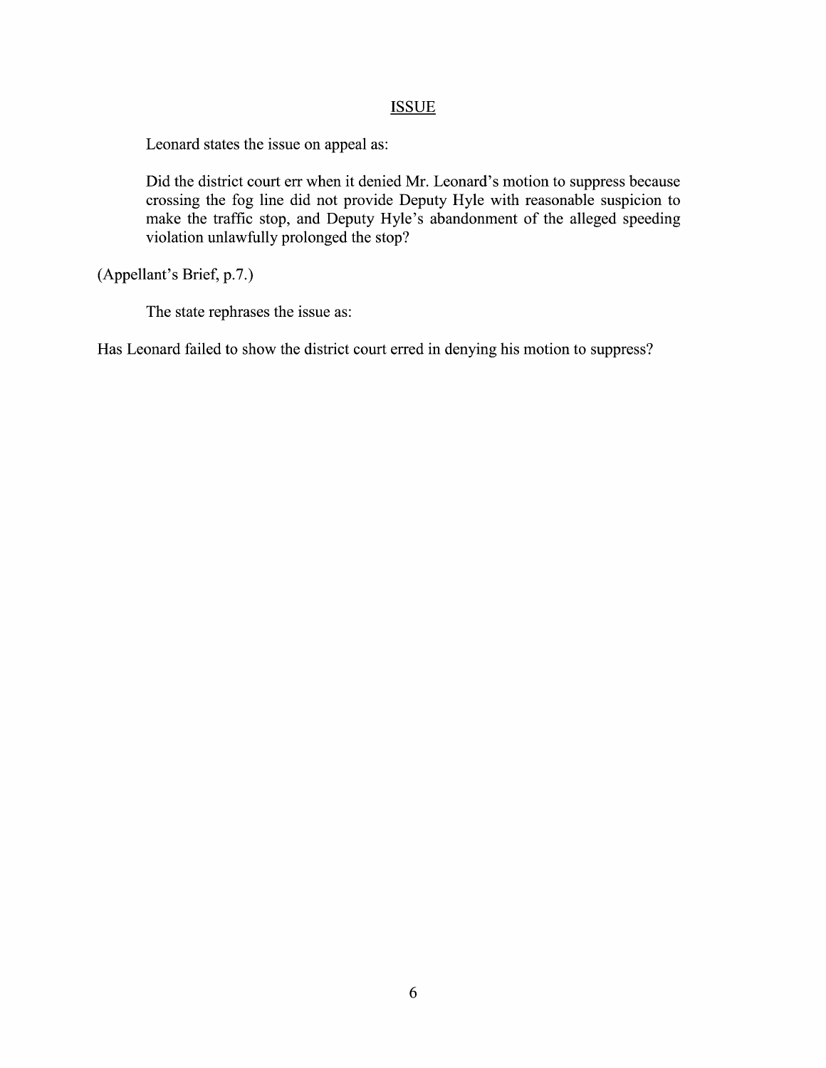## ISSUE

Leonard states the issue on appeal as:

> Did the district court err when it denied Mr. Leonard's motion to suppress because crossing the fog line did not provide Deputy Hyle with reasonable suspicion to make the traffic stop, and Deputy Hyle's abandonment of the alleged speeding violation unlawfully prolonged the stop?

(Appellant's Brief, p.7.)

The state rephrases the issue as:

Has Leonard failed to show the district court erred in denying his motion to suppress?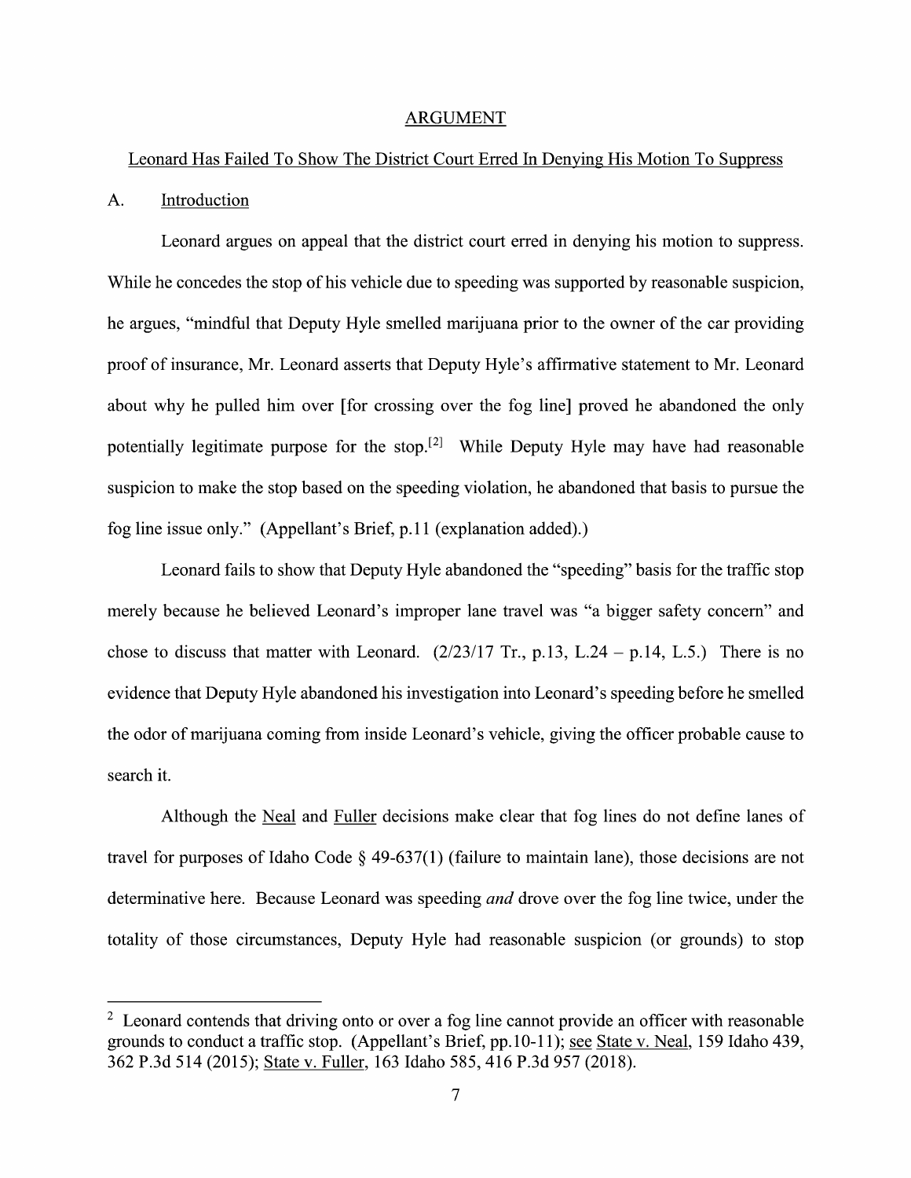## ARGUMENT

### Leonard Has Failed To Show The District Court Erred In Denying His Motion To Suppress

### A. Introduction

Leonard argues on appeal that the district court erred in denying his motion to suppress. While he concedes the stop of his vehicle due to speeding was supported by reasonable suspicion, he argues, "mindful that Deputy Hyle smelled marijuana prior to the owner of the car providing proof of insurance, Mr. Leonard asserts that Deputy Hyle's affirmative statement to Mr. Leonard about why he pulled him over [for crossing over the fog line] proved he abandoned the only potentially legitimate purpose for the stop.[2] While Deputy Hyle may have had reasonable suspicion to make the stop based on the speeding violation, he abandoned that basis to pursue the fog line issue only." (Appellant's Brief, p.11 (explanation added).)

Leonard fails to show that Deputy Hyle abandoned the "speeding" basis for the traffic stop merely because he believed Leonard's improper lane travel was "a bigger safety concern" and chose to discuss that matter with Leonard. (2/23/17 Tr., p.13, L.24 – p.14, L.5.) There is no evidence that Deputy Hyle abandoned his investigation into Leonard's speeding before he smelled the odor of marijuana coming from inside Leonard's vehicle, giving the officer probable cause to search it.

Although the Neal and Fuller decisions make clear that fog lines do not define lanes of travel for purposes of Idaho Code § 49-637(1) (failure to maintain lane), those decisions are not determinative here. Because Leonard was speeding *and* drove over the fog line twice, under the totality of those circumstances, Deputy Hyle had reasonable suspicion (or grounds) to stop

---

[2] Leonard contends that driving onto or over a fog line cannot provide an officer with reasonable grounds to conduct a traffic stop. (Appellant's Brief, pp.10-11); see State v. Neal, 159 Idaho 439, 362 P.3d 514 (2015); State v. Fuller, 163 Idaho 585, 416 P.3d 957 (2018).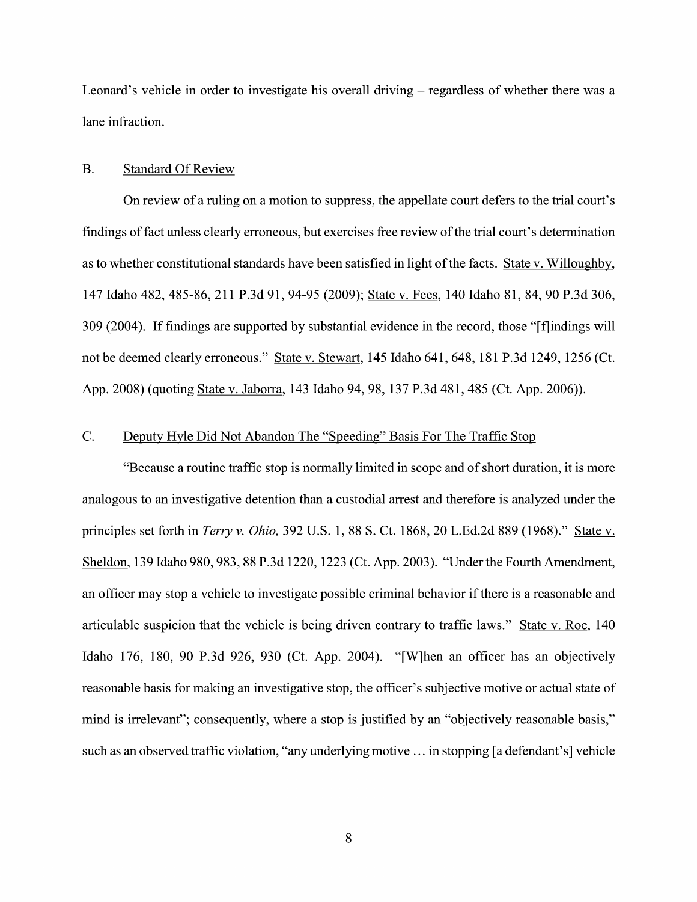Leonard's vehicle in order to investigate his overall driving – regardless of whether there was a lane infraction.

## B. Standard Of Review

On review of a ruling on a motion to suppress, the appellate court defers to the trial court's findings of fact unless clearly erroneous, but exercises free review of the trial court's determination as to whether constitutional standards have been satisfied in light of the facts. State v. Willoughby, 147 Idaho 482, 485-86, 211 P.3d 91, 94-95 (2009); State v. Fees, 140 Idaho 81, 84, 90 P.3d 306, 309 (2004). If findings are supported by substantial evidence in the record, those "[f]indings will not be deemed clearly erroneous." State v. Stewart, 145 Idaho 641, 648, 181 P.3d 1249, 1256 (Ct. App. 2008) (quoting State v. Jaborra, 143 Idaho 94, 98, 137 P.3d 481, 485 (Ct. App. 2006)).

## C. Deputy Hyle Did Not Abandon The "Speeding" Basis For The Traffic Stop

"Because a routine traffic stop is normally limited in scope and of short duration, it is more analogous to an investigative detention than a custodial arrest and therefore is analyzed under the principles set forth in *Terry v. Ohio,* 392 U.S. 1, 88 S. Ct. 1868, 20 L.Ed.2d 889 (1968)." State v. Sheldon, 139 Idaho 980, 983, 88 P.3d 1220, 1223 (Ct. App. 2003). "Under the Fourth Amendment, an officer may stop a vehicle to investigate possible criminal behavior if there is a reasonable and articulable suspicion that the vehicle is being driven contrary to traffic laws." State v. Roe, 140 Idaho 176, 180, 90 P.3d 926, 930 (Ct. App. 2004). "[W]hen an officer has an objectively reasonable basis for making an investigative stop, the officer's subjective motive or actual state of mind is irrelevant"; consequently, where a stop is justified by an "objectively reasonable basis," such as an observed traffic violation, "any underlying motive … in stopping [a defendant's] vehicle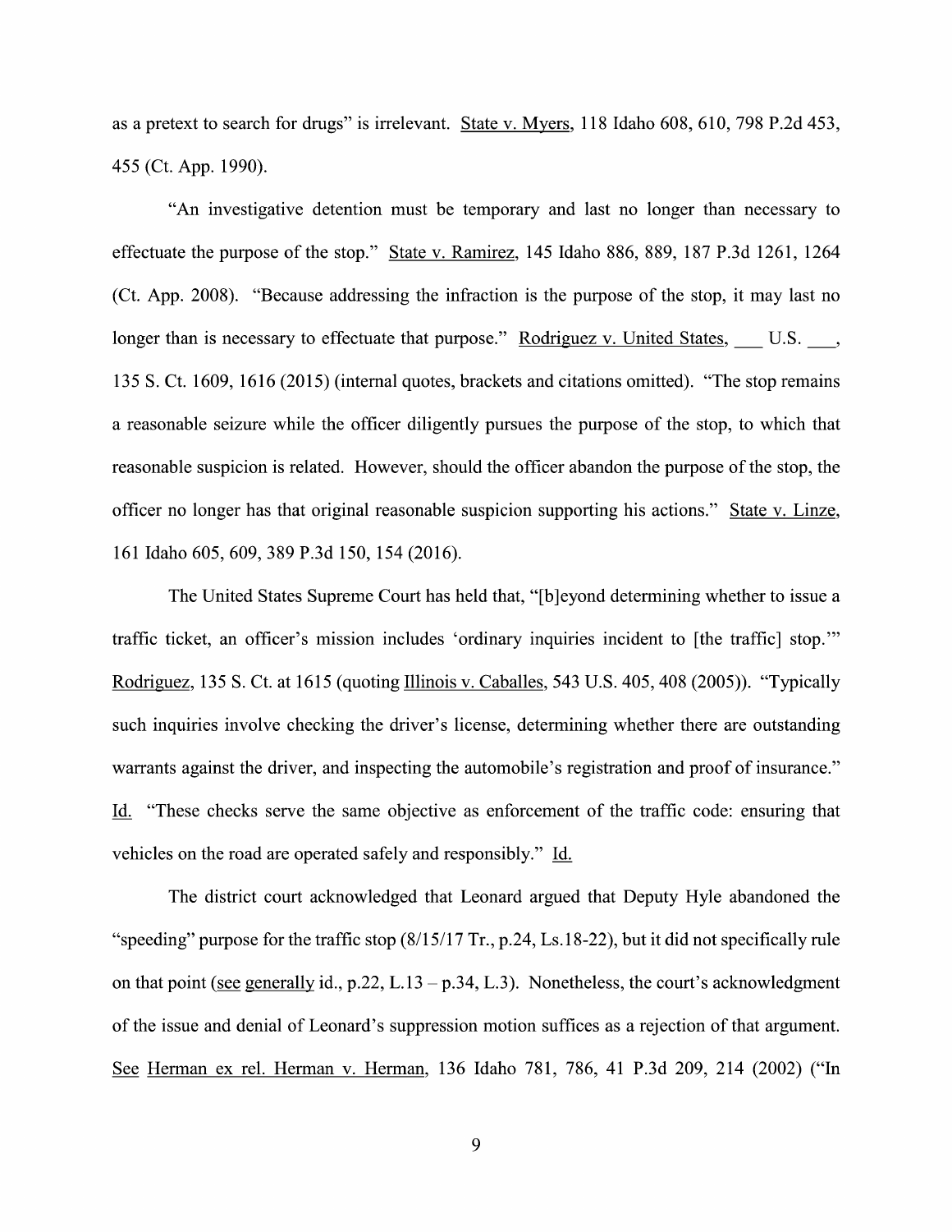as a pretext to search for drugs" is irrelevant. State v. Myers, 118 Idaho 608, 610, 798 P.2d 453, 455 (Ct. App. 1990).

"An investigative detention must be temporary and last no longer than necessary to effectuate the purpose of the stop." State v. Ramirez, 145 Idaho 886, 889, 187 P.3d 1261, 1264 (Ct. App. 2008). "Because addressing the infraction is the purpose of the stop, it may last no longer than is necessary to effectuate that purpose." Rodriguez v. United States, ___ U.S. ___, 135 S. Ct. 1609, 1616 (2015) (internal quotes, brackets and citations omitted). "The stop remains a reasonable seizure while the officer diligently pursues the purpose of the stop, to which that reasonable suspicion is related. However, should the officer abandon the purpose of the stop, the officer no longer has that original reasonable suspicion supporting his actions." State v. Linze, 161 Idaho 605, 609, 389 P.3d 150, 154 (2016).

The United States Supreme Court has held that, "[b]eyond determining whether to issue a traffic ticket, an officer's mission includes 'ordinary inquiries incident to [the traffic] stop.'" Rodriguez, 135 S. Ct. at 1615 (quoting Illinois v. Caballes, 543 U.S. 405, 408 (2005)). "Typically such inquiries involve checking the driver's license, determining whether there are outstanding warrants against the driver, and inspecting the automobile's registration and proof of insurance." Id. "These checks serve the same objective as enforcement of the traffic code: ensuring that vehicles on the road are operated safely and responsibly." Id.

The district court acknowledged that Leonard argued that Deputy Hyle abandoned the "speeding" purpose for the traffic stop (8/15/17 Tr., p.24, Ls.18-22), but it did not specifically rule on that point (see generally id., p.22, L.13 – p.34, L.3). Nonetheless, the court's acknowledgment of the issue and denial of Leonard's suppression motion suffices as a rejection of that argument. See Herman ex rel. Herman v. Herman, 136 Idaho 781, 786, 41 P.3d 209, 214 (2002) ("In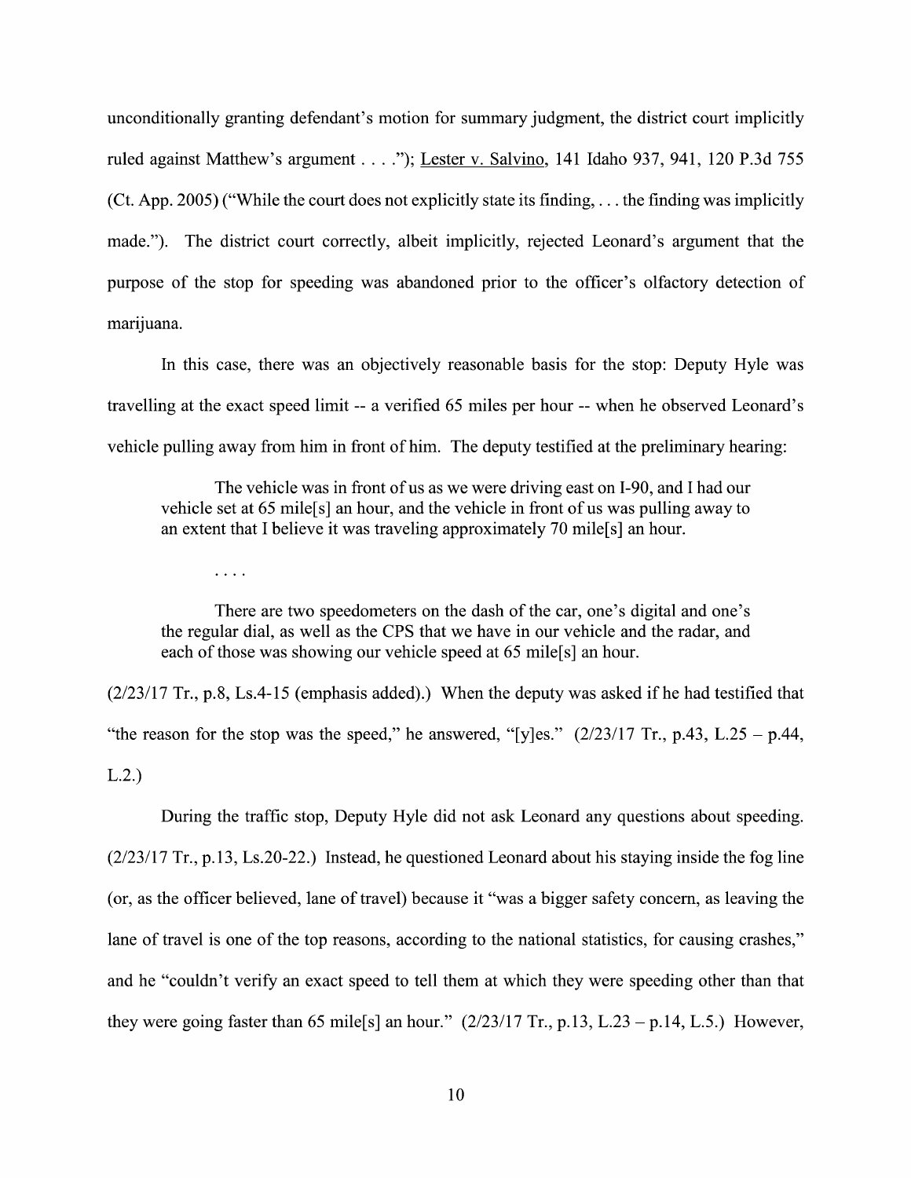unconditionally granting defendant's motion for summary judgment, the district court implicitly ruled against Matthew's argument . . . ."); Lester v. Salvino, 141 Idaho 937, 941, 120 P.3d 755 (Ct. App. 2005) ("While the court does not explicitly state its finding, . . . the finding was implicitly made."). The district court correctly, albeit implicitly, rejected Leonard's argument that the purpose of the stop for speeding was abandoned prior to the officer's olfactory detection of marijuana.

In this case, there was an objectively reasonable basis for the stop: Deputy Hyle was travelling at the exact speed limit -- a verified 65 miles per hour -- when he observed Leonard's vehicle pulling away from him in front of him. The deputy testified at the preliminary hearing:

> The vehicle was in front of us as we were driving east on I-90, and I had our vehicle set at 65 mile[s] an hour, and the vehicle in front of us was pulling away to an extent that I believe it was traveling approximately 70 mile[s] an hour.
>
> . . . .
>
> There are two speedometers on the dash of the car, one's digital and one's the regular dial, as well as the CPS that we have in our vehicle and the radar, and each of those was showing our vehicle speed at 65 mile[s] an hour.

(2/23/17 Tr., p.8, Ls.4-15 (emphasis added).) When the deputy was asked if he had testified that "the reason for the stop was the speed," he answered, "[y]es." (2/23/17 Tr., p.43, L.25 – p.44, L.2.)

During the traffic stop, Deputy Hyle did not ask Leonard any questions about speeding. (2/23/17 Tr., p.13, Ls.20-22.) Instead, he questioned Leonard about his staying inside the fog line (or, as the officer believed, lane of travel) because it "was a bigger safety concern, as leaving the lane of travel is one of the top reasons, according to the national statistics, for causing crashes," and he "couldn't verify an exact speed to tell them at which they were speeding other than that they were going faster than 65 mile[s] an hour." (2/23/17 Tr., p.13, L.23 – p.14, L.5.) However,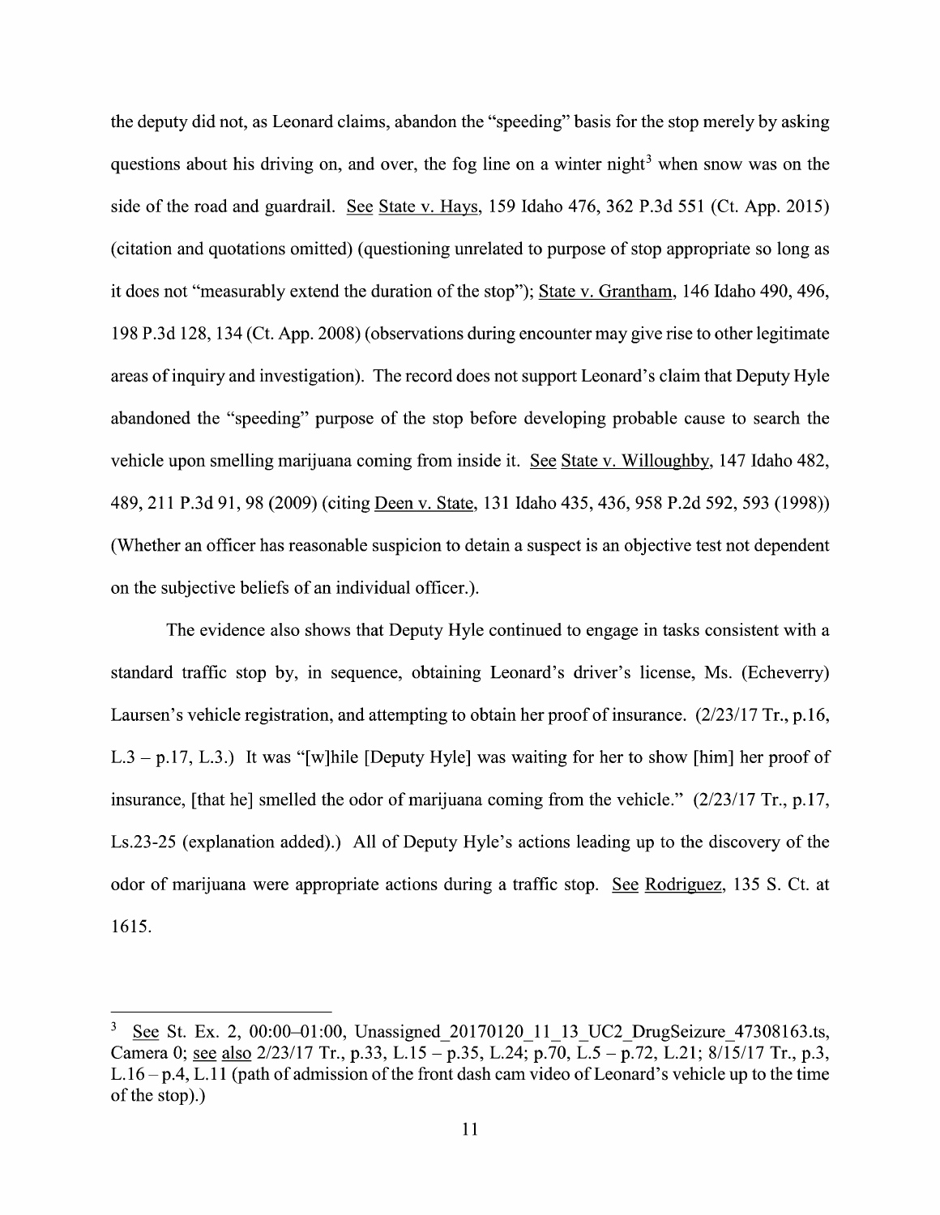the deputy did not, as Leonard claims, abandon the "speeding" basis for the stop merely by asking questions about his driving on, and over, the fog line on a winter night[3] when snow was on the side of the road and guardrail. See State v. Hays, 159 Idaho 476, 362 P.3d 551 (Ct. App. 2015) (citation and quotations omitted) (questioning unrelated to purpose of stop appropriate so long as it does not "measurably extend the duration of the stop"); State v. Grantham, 146 Idaho 490, 496, 198 P.3d 128, 134 (Ct. App. 2008) (observations during encounter may give rise to other legitimate areas of inquiry and investigation). The record does not support Leonard's claim that Deputy Hyle abandoned the "speeding" purpose of the stop before developing probable cause to search the vehicle upon smelling marijuana coming from inside it. See State v. Willoughby, 147 Idaho 482, 489, 211 P.3d 91, 98 (2009) (citing Deen v. State, 131 Idaho 435, 436, 958 P.2d 592, 593 (1998)) (Whether an officer has reasonable suspicion to detain a suspect is an objective test not dependent on the subjective beliefs of an individual officer.).

The evidence also shows that Deputy Hyle continued to engage in tasks consistent with a standard traffic stop by, in sequence, obtaining Leonard's driver's license, Ms. (Echeverry) Laursen's vehicle registration, and attempting to obtain her proof of insurance. (2/23/17 Tr., p.16, L.3 – p.17, L.3.) It was "[w]hile [Deputy Hyle] was waiting for her to show [him] her proof of insurance, [that he] smelled the odor of marijuana coming from the vehicle." (2/23/17 Tr., p.17, Ls.23-25 (explanation added).) All of Deputy Hyle's actions leading up to the discovery of the odor of marijuana were appropriate actions during a traffic stop. See Rodriguez, 135 S. Ct. at 1615.

---

[3] See St. Ex. 2, 00:00–01:00, Unassigned_20170120_11_13_UC2_DrugSeizure_47308163.ts, Camera 0; see also 2/23/17 Tr., p.33, L.15 – p.35, L.24; p.70, L.5 – p.72, L.21; 8/15/17 Tr., p.3, L.16 – p.4, L.11 (path of admission of the front dash cam video of Leonard's vehicle up to the time of the stop).)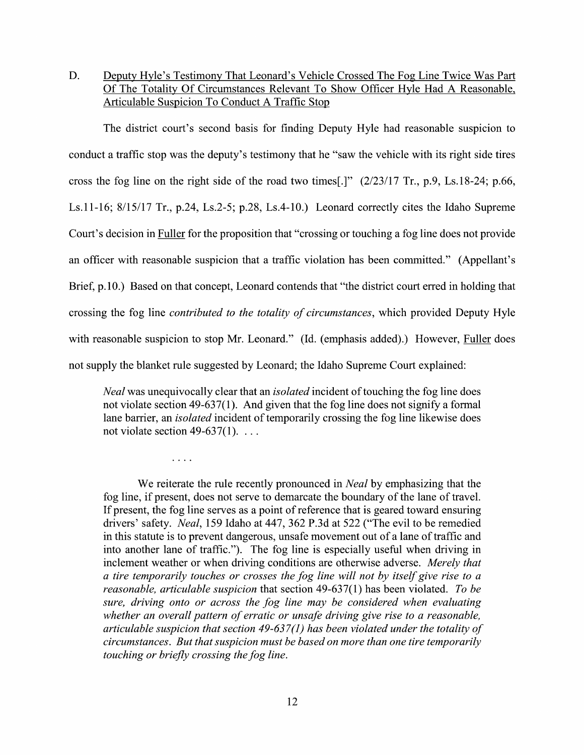D. Deputy Hyle's Testimony That Leonard's Vehicle Crossed The Fog Line Twice Was Part Of The Totality Of Circumstances Relevant To Show Officer Hyle Had A Reasonable, Articulable Suspicion To Conduct A Traffic Stop

The district court's second basis for finding Deputy Hyle had reasonable suspicion to conduct a traffic stop was the deputy's testimony that he "saw the vehicle with its right side tires cross the fog line on the right side of the road two times[.]" (2/23/17 Tr., p.9, Ls.18-24; p.66, Ls.11-16; 8/15/17 Tr., p.24, Ls.2-5; p.28, Ls.4-10.) Leonard correctly cites the Idaho Supreme Court's decision in Fuller for the proposition that "crossing or touching a fog line does not provide an officer with reasonable suspicion that a traffic violation has been committed." (Appellant's Brief, p.10.) Based on that concept, Leonard contends that "the district court erred in holding that crossing the fog line *contributed to the totality of circumstances*, which provided Deputy Hyle with reasonable suspicion to stop Mr. Leonard." (Id. (emphasis added).) However, Fuller does not supply the blanket rule suggested by Leonard; the Idaho Supreme Court explained:

> *Neal* was unequivocally clear that an *isolated* incident of touching the fog line does not violate section 49-637(1). And given that the fog line does not signify a formal lane barrier, an *isolated* incident of temporarily crossing the fog line likewise does not violate section 49-637(1). . . .
>
> . . . .
>
> We reiterate the rule recently pronounced in *Neal* by emphasizing that the fog line, if present, does not serve to demarcate the boundary of the lane of travel. If present, the fog line serves as a point of reference that is geared toward ensuring drivers' safety. *Neal*, 159 Idaho at 447, 362 P.3d at 522 ("The evil to be remedied in this statute is to prevent dangerous, unsafe movement out of a lane of traffic and into another lane of traffic."). The fog line is especially useful when driving in inclement weather or when driving conditions are otherwise adverse. *Merely that a tire temporarily touches or crosses the fog line will not by itself give rise to a reasonable, articulable suspicion* that section 49-637(1) has been violated. *To be sure, driving onto or across the fog line may be considered when evaluating whether an overall pattern of erratic or unsafe driving give rise to a reasonable, articulable suspicion that section 49-637(1) has been violated under the totality of circumstances. But that suspicion must be based on more than one tire temporarily touching or briefly crossing the fog line.*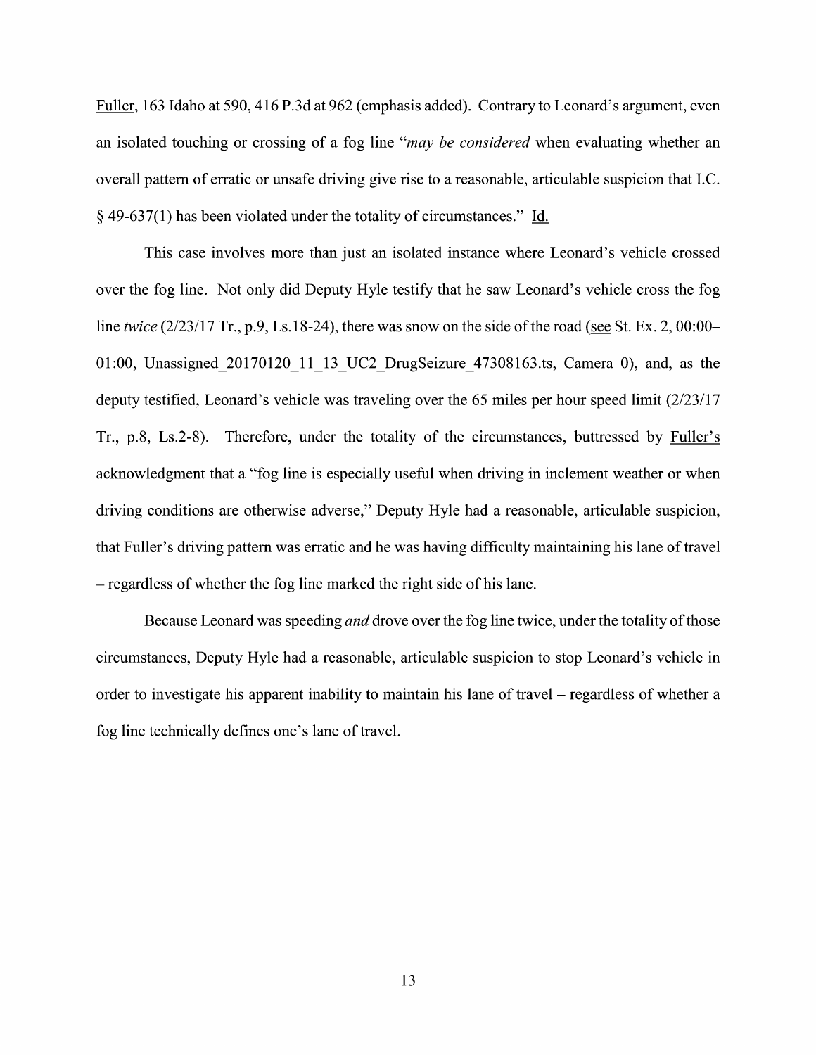Fuller, 163 Idaho at 590, 416 P.3d at 962 (emphasis added). Contrary to Leonard's argument, even an isolated touching or crossing of a fog line "*may be considered* when evaluating whether an overall pattern of erratic or unsafe driving give rise to a reasonable, articulable suspicion that I.C. § 49-637(1) has been violated under the totality of circumstances." Id.

This case involves more than just an isolated instance where Leonard's vehicle crossed over the fog line. Not only did Deputy Hyle testify that he saw Leonard's vehicle cross the fog line *twice* (2/23/17 Tr., p.9, Ls.18-24), there was snow on the side of the road (see St. Ex. 2, 00:00–01:00, Unassigned_20170120_11_13_UC2_DrugSeizure_47308163.ts, Camera 0), and, as the deputy testified, Leonard's vehicle was traveling over the 65 miles per hour speed limit (2/23/17 Tr., p.8, Ls.2-8). Therefore, under the totality of the circumstances, buttressed by Fuller's acknowledgment that a "fog line is especially useful when driving in inclement weather or when driving conditions are otherwise adverse," Deputy Hyle had a reasonable, articulable suspicion, that Fuller's driving pattern was erratic and he was having difficulty maintaining his lane of travel – regardless of whether the fog line marked the right side of his lane.

Because Leonard was speeding *and* drove over the fog line twice, under the totality of those circumstances, Deputy Hyle had a reasonable, articulable suspicion to stop Leonard's vehicle in order to investigate his apparent inability to maintain his lane of travel – regardless of whether a fog line technically defines one's lane of travel.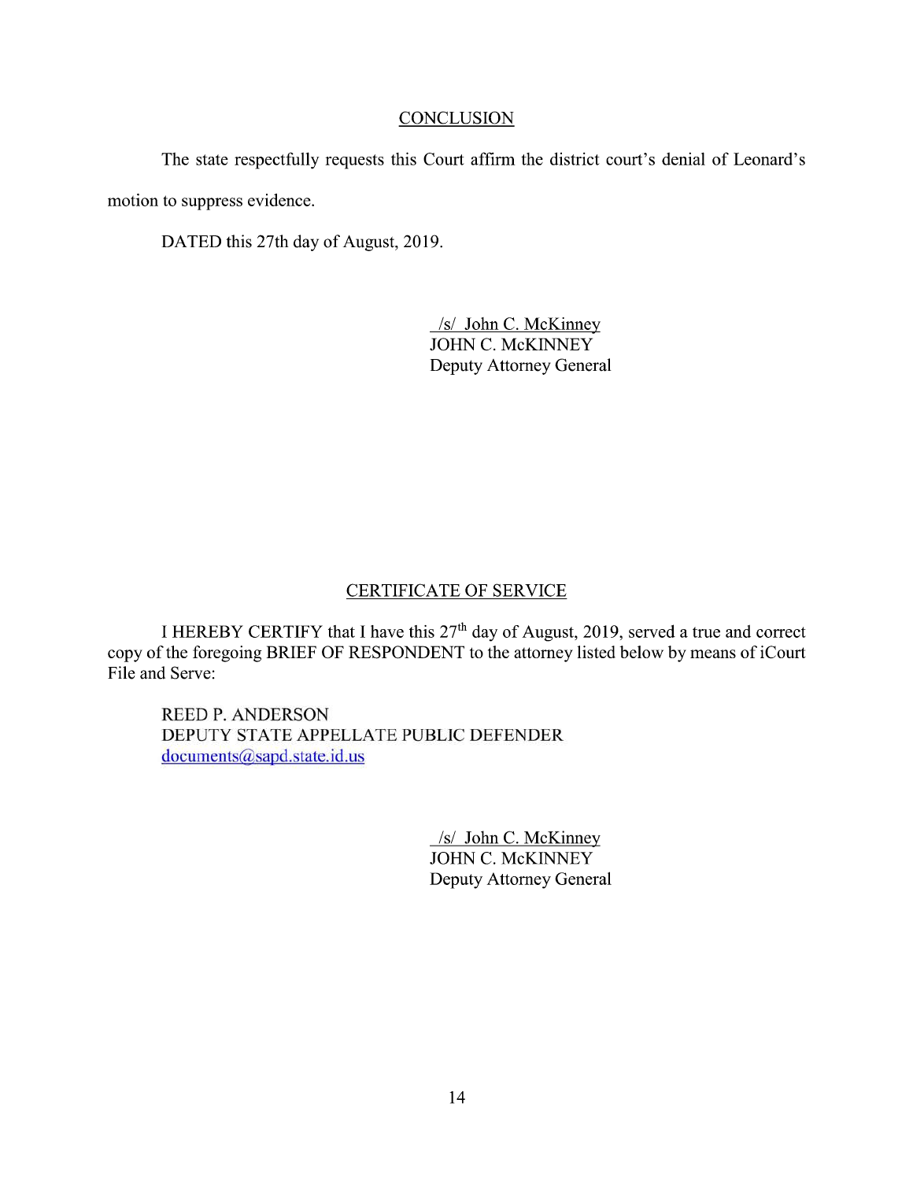## CONCLUSION

The state respectfully requests this Court affirm the district court's denial of Leonard's motion to suppress evidence.

DATED this 27th day of August, 2019.

/s/ John C. McKinney
JOHN C. McKINNEY
Deputy Attorney General

## CERTIFICATE OF SERVICE

I HEREBY CERTIFY that I have this 27th day of August, 2019, served a true and correct copy of the foregoing BRIEF OF RESPONDENT to the attorney listed below by means of iCourt File and Serve:

REED P. ANDERSON
DEPUTY STATE APPELLATE PUBLIC DEFENDER
documents@sapd.state.id.us

/s/ John C. McKinney
JOHN C. McKINNEY
Deputy Attorney General